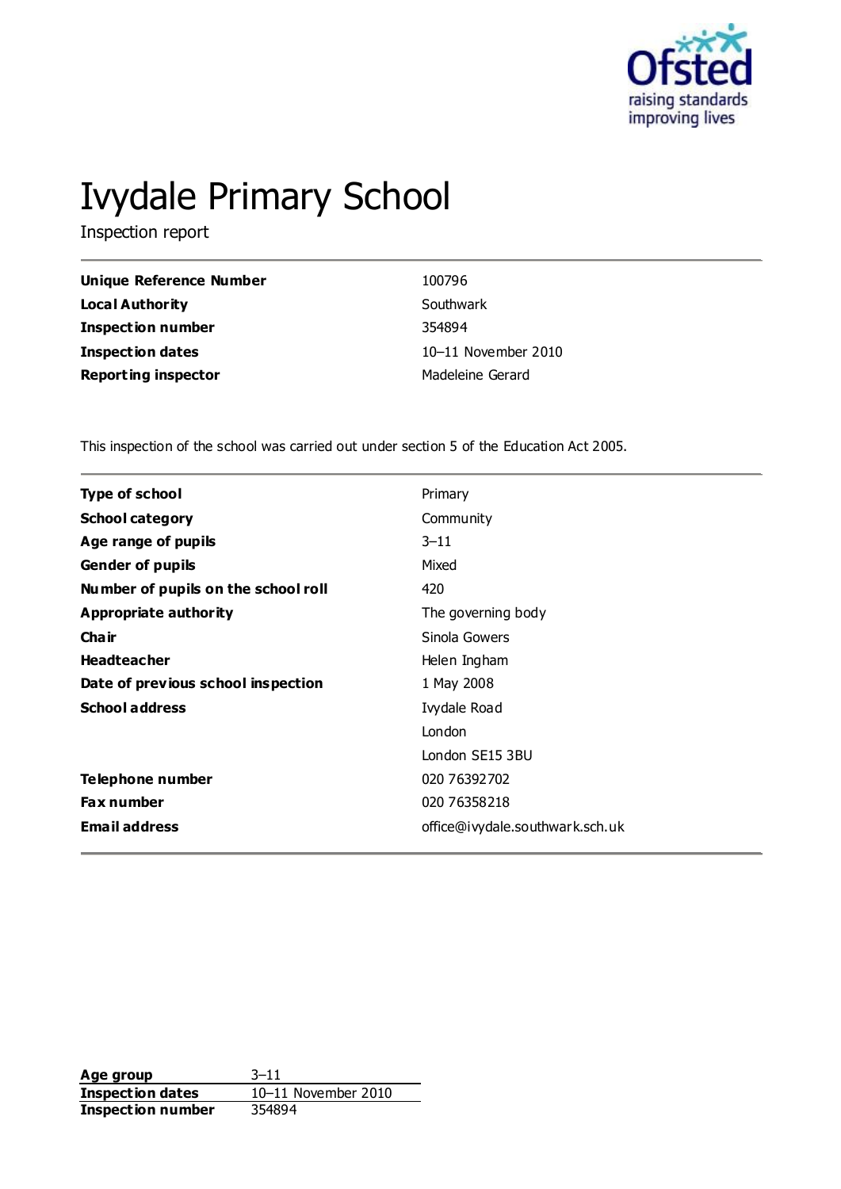# Ivydale Primary School

Inspection report

| | |
|---|---|
| **Unique Reference Number** | 100796 |
| **Local Authority** | Southwark |
| **Inspection number** | 354894 |
| **Inspection dates** | 10–11 November 2010 |
| **Reporting inspector** | Madeleine Gerard |

This inspection of the school was carried out under section 5 of the Education Act 2005.

| | |
|---|---|
| **Type of school** | Primary |
| **School category** | Community |
| **Age range of pupils** | 3–11 |
| **Gender of pupils** | Mixed |
| **Number of pupils on the school roll** | 420 |
| **Appropriate authority** | The governing body |
| **Chair** | Sinola Gowers |
| **Headteacher** | Helen Ingham |
| **Date of previous school inspection** | 1 May 2008 |
| **School address** | Ivydale Road<br>London<br>London SE15 3BU |
| **Telephone number** | 020 76392702 |
| **Fax number** | 020 76358218 |
| **Email address** | office@ivydale.southwark.sch.uk |

| | |
|---|---|
| **Age group** | 3–11 |
| **Inspection dates** | 10–11 November 2010 |
| **Inspection number** | 354894 |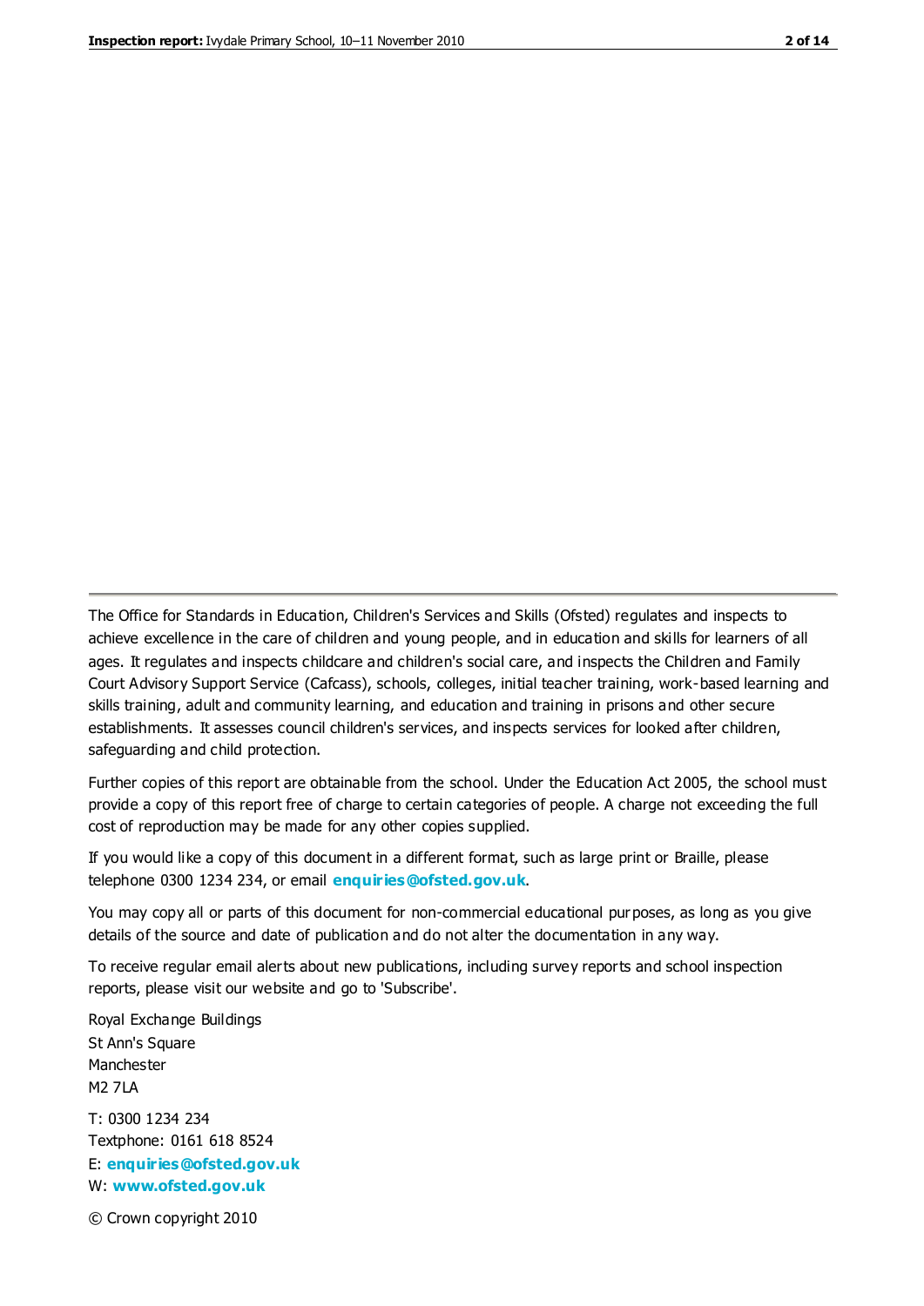The Office for Standards in Education, Children's Services and Skills (Ofsted) regulates and inspects to achieve excellence in the care of children and young people, and in education and skills for learners of all ages. It regulates and inspects childcare and children's social care, and inspects the Children and Family Court Advisory Support Service (Cafcass), schools, colleges, initial teacher training, work-based learning and skills training, adult and community learning, and education and training in prisons and other secure establishments. It assesses council children's services, and inspects services for looked after children, safeguarding and child protection.

Further copies of this report are obtainable from the school. Under the Education Act 2005, the school must provide a copy of this report free of charge to certain categories of people. A charge not exceeding the full cost of reproduction may be made for any other copies supplied.

If you would like a copy of this document in a different format, such as large print or Braille, please telephone 0300 1234 234, or email **enquiries@ofsted.gov.uk**.

You may copy all or parts of this document for non-commercial educational purposes, as long as you give details of the source and date of publication and do not alter the documentation in any way.

To receive regular email alerts about new publications, including survey reports and school inspection reports, please visit our website and go to 'Subscribe'.

Royal Exchange Buildings
St Ann's Square
Manchester
M2 7LA

T: 0300 1234 234
Textphone: 0161 618 8524
E: **enquiries@ofsted.gov.uk**
W: **www.ofsted.gov.uk**

© Crown copyright 2010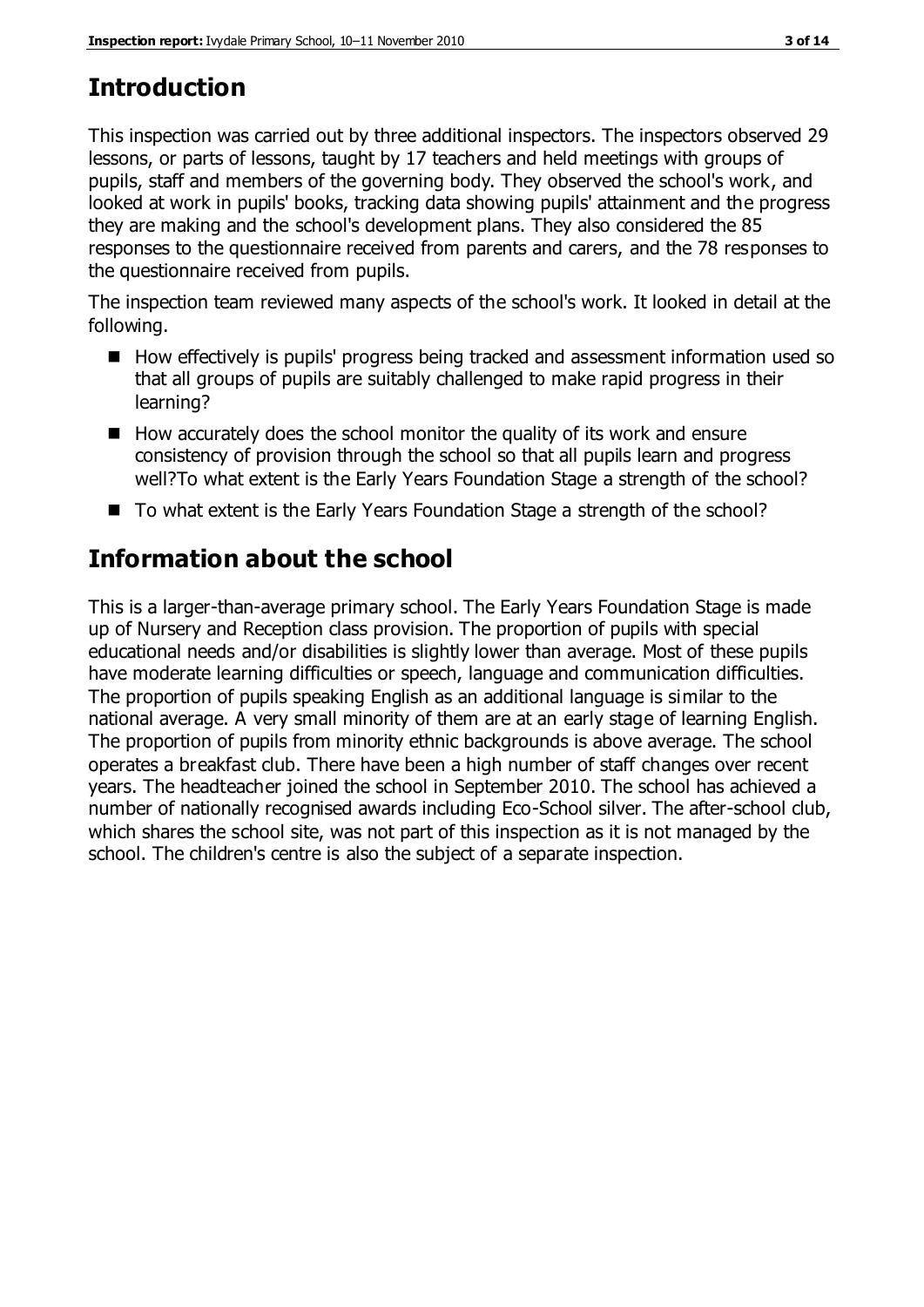## Introduction

This inspection was carried out by three additional inspectors. The inspectors observed 29 lessons, or parts of lessons, taught by 17 teachers and held meetings with groups of pupils, staff and members of the governing body. They observed the school's work, and looked at work in pupils' books, tracking data showing pupils' attainment and the progress they are making and the school's development plans. They also considered the 85 responses to the questionnaire received from parents and carers, and the 78 responses to the questionnaire received from pupils.

The inspection team reviewed many aspects of the school's work. It looked in detail at the following.

- How effectively is pupils' progress being tracked and assessment information used so that all groups of pupils are suitably challenged to make rapid progress in their learning?
- How accurately does the school monitor the quality of its work and ensure consistency of provision through the school so that all pupils learn and progress well?To what extent is the Early Years Foundation Stage a strength of the school?
- To what extent is the Early Years Foundation Stage a strength of the school?

## Information about the school

This is a larger-than-average primary school. The Early Years Foundation Stage is made up of Nursery and Reception class provision. The proportion of pupils with special educational needs and/or disabilities is slightly lower than average. Most of these pupils have moderate learning difficulties or speech, language and communication difficulties. The proportion of pupils speaking English as an additional language is similar to the national average. A very small minority of them are at an early stage of learning English. The proportion of pupils from minority ethnic backgrounds is above average. The school operates a breakfast club. There have been a high number of staff changes over recent years. The headteacher joined the school in September 2010. The school has achieved a number of nationally recognised awards including Eco-School silver. The after-school club, which shares the school site, was not part of this inspection as it is not managed by the school. The children's centre is also the subject of a separate inspection.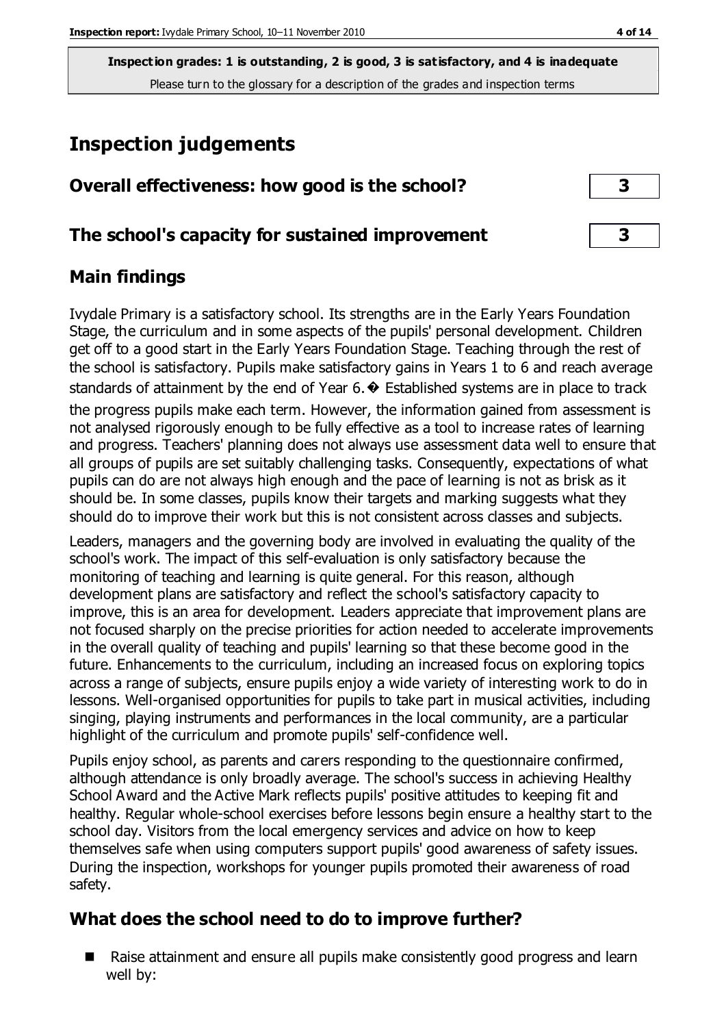**Inspection grades: 1 is outstanding, 2 is good, 3 is satisfactory, and 4 is inadequate**
Please turn to the glossary for a description of the grades and inspection terms

# Inspection judgements

## Overall effectiveness: how good is the school? 3

## The school's capacity for sustained improvement 3

## Main findings

Ivydale Primary is a satisfactory school. Its strengths are in the Early Years Foundation Stage, the curriculum and in some aspects of the pupils' personal development. Children get off to a good start in the Early Years Foundation Stage. Teaching through the rest of the school is satisfactory. Pupils make satisfactory gains in Years 1 to 6 and reach average standards of attainment by the end of Year 6.� Established systems are in place to track the progress pupils make each term. However, the information gained from assessment is not analysed rigorously enough to be fully effective as a tool to increase rates of learning and progress. Teachers' planning does not always use assessment data well to ensure that all groups of pupils are set suitably challenging tasks. Consequently, expectations of what pupils can do are not always high enough and the pace of learning is not as brisk as it should be. In some classes, pupils know their targets and marking suggests what they should do to improve their work but this is not consistent across classes and subjects.

Leaders, managers and the governing body are involved in evaluating the quality of the school's work. The impact of this self-evaluation is only satisfactory because the monitoring of teaching and learning is quite general. For this reason, although development plans are satisfactory and reflect the school's satisfactory capacity to improve, this is an area for development. Leaders appreciate that improvement plans are not focused sharply on the precise priorities for action needed to accelerate improvements in the overall quality of teaching and pupils' learning so that these become good in the future. Enhancements to the curriculum, including an increased focus on exploring topics across a range of subjects, ensure pupils enjoy a wide variety of interesting work to do in lessons. Well-organised opportunities for pupils to take part in musical activities, including singing, playing instruments and performances in the local community, are a particular highlight of the curriculum and promote pupils' self-confidence well.

Pupils enjoy school, as parents and carers responding to the questionnaire confirmed, although attendance is only broadly average. The school's success in achieving Healthy School Award and the Active Mark reflects pupils' positive attitudes to keeping fit and healthy. Regular whole-school exercises before lessons begin ensure a healthy start to the school day. Visitors from the local emergency services and advice on how to keep themselves safe when using computers support pupils' good awareness of safety issues. During the inspection, workshops for younger pupils promoted their awareness of road safety.

## What does the school need to do to improve further?

- Raise attainment and ensure all pupils make consistently good progress and learn well by: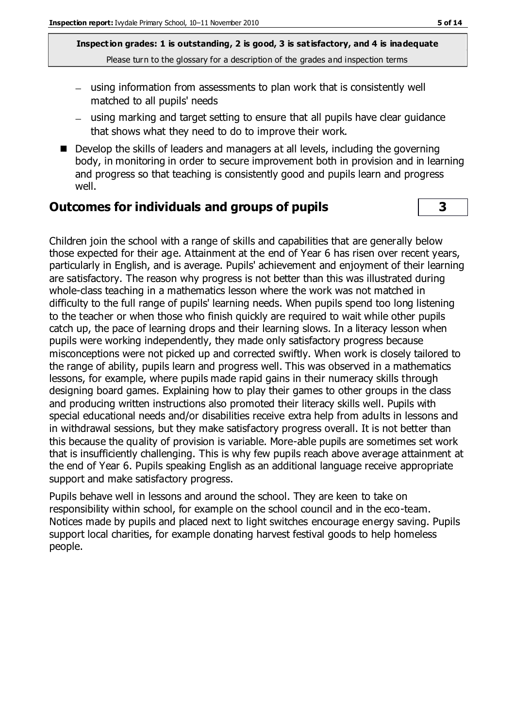- using information from assessments to plan work that is consistently well matched to all pupils' needs
- using marking and target setting to ensure that all pupils have clear guidance that shows what they need to do to improve their work.

- Develop the skills of leaders and managers at all levels, including the governing body, in monitoring in order to secure improvement both in provision and in learning and progress so that teaching is consistently good and pupils learn and progress well.

## Outcomes for individuals and groups of pupils **3**

Children join the school with a range of skills and capabilities that are generally below those expected for their age. Attainment at the end of Year 6 has risen over recent years, particularly in English, and is average. Pupils' achievement and enjoyment of their learning are satisfactory. The reason why progress is not better than this was illustrated during whole-class teaching in a mathematics lesson where the work was not matched in difficulty to the full range of pupils' learning needs. When pupils spend too long listening to the teacher or when those who finish quickly are required to wait while other pupils catch up, the pace of learning drops and their learning slows. In a literacy lesson when pupils were working independently, they made only satisfactory progress because misconceptions were not picked up and corrected swiftly. When work is closely tailored to the range of ability, pupils learn and progress well. This was observed in a mathematics lessons, for example, where pupils made rapid gains in their numeracy skills through designing board games. Explaining how to play their games to other groups in the class and producing written instructions also promoted their literacy skills well. Pupils with special educational needs and/or disabilities receive extra help from adults in lessons and in withdrawal sessions, but they make satisfactory progress overall. It is not better than this because the quality of provision is variable. More-able pupils are sometimes set work that is insufficiently challenging. This is why few pupils reach above average attainment at the end of Year 6. Pupils speaking English as an additional language receive appropriate support and make satisfactory progress.

Pupils behave well in lessons and around the school. They are keen to take on responsibility within school, for example on the school council and in the eco-team. Notices made by pupils and placed next to light switches encourage energy saving. Pupils support local charities, for example donating harvest festival goods to help homeless people.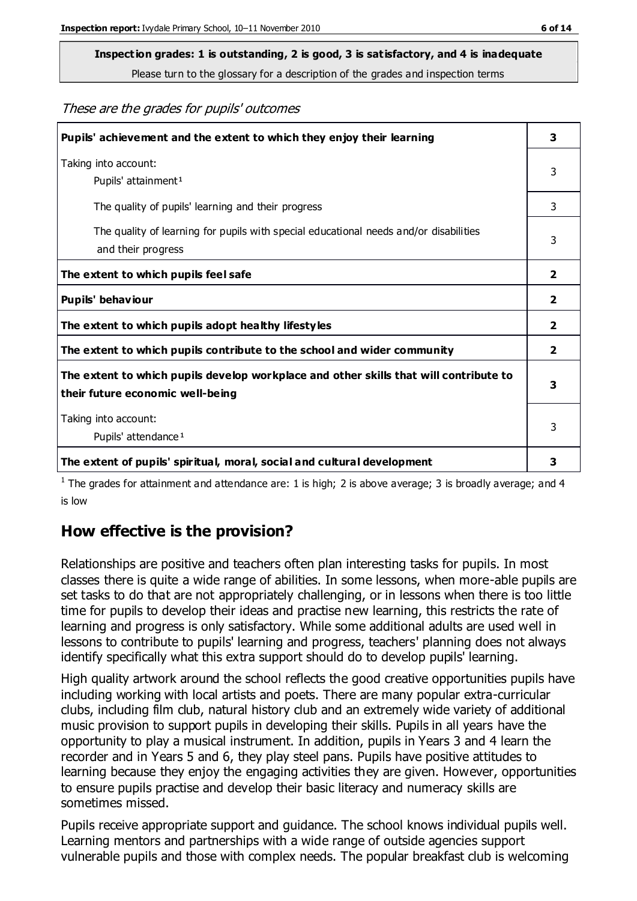**Inspection grades: 1 is outstanding, 2 is good, 3 is satisfactory, and 4 is inadequate**
Please turn to the glossary for a description of the grades and inspection terms

*These are the grades for pupils' outcomes*

| | |
|---|---|
| **Pupils' achievement and the extent to which they enjoy their learning** | **3** |
| Taking into account: Pupils' attainment[1] | 3 |
| The quality of pupils' learning and their progress | 3 |
| The quality of learning for pupils with special educational needs and/or disabilities and their progress | 3 |
| **The extent to which pupils feel safe** | **2** |
| **Pupils' behaviour** | **2** |
| **The extent to which pupils adopt healthy lifestyles** | **2** |
| **The extent to which pupils contribute to the school and wider community** | **2** |
| **The extent to which pupils develop workplace and other skills that will contribute to their future economic well-being** | **3** |
| Taking into account: Pupils' attendance[1] | 3 |
| **The extent of pupils' spiritual, moral, social and cultural development** | **3** |

[1] The grades for attainment and attendance are: 1 is high; 2 is above average; 3 is broadly average; and 4 is low

## How effective is the provision?

Relationships are positive and teachers often plan interesting tasks for pupils. In most classes there is quite a wide range of abilities. In some lessons, when more-able pupils are set tasks to do that are not appropriately challenging, or in lessons when there is too little time for pupils to develop their ideas and practise new learning, this restricts the rate of learning and progress is only satisfactory. While some additional adults are used well in lessons to contribute to pupils' learning and progress, teachers' planning does not always identify specifically what this extra support should do to develop pupils' learning.

High quality artwork around the school reflects the good creative opportunities pupils have including working with local artists and poets. There are many popular extra-curricular clubs, including film club, natural history club and an extremely wide variety of additional music provision to support pupils in developing their skills. Pupils in all years have the opportunity to play a musical instrument. In addition, pupils in Years 3 and 4 learn the recorder and in Years 5 and 6, they play steel pans. Pupils have positive attitudes to learning because they enjoy the engaging activities they are given. However, opportunities to ensure pupils practise and develop their basic literacy and numeracy skills are sometimes missed.

Pupils receive appropriate support and guidance. The school knows individual pupils well. Learning mentors and partnerships with a wide range of outside agencies support vulnerable pupils and those with complex needs. The popular breakfast club is welcoming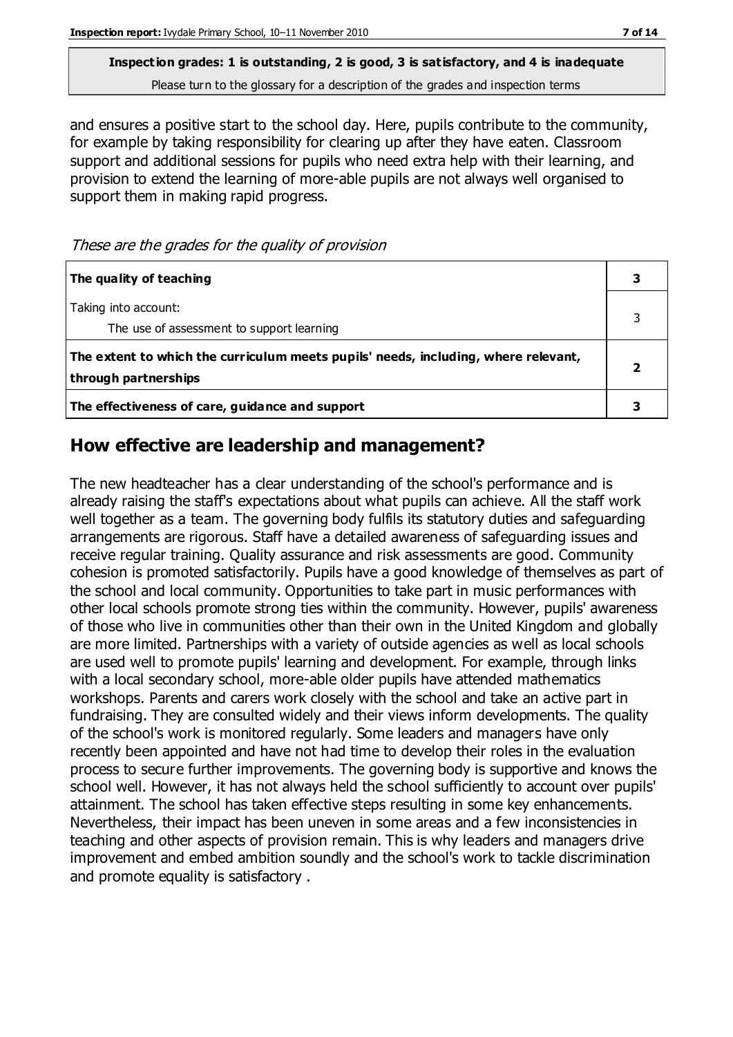**Inspection grades: 1 is outstanding, 2 is good, 3 is satisfactory, and 4 is inadequate**
Please turn to the glossary for a description of the grades and inspection terms

and ensures a positive start to the school day. Here, pupils contribute to the community, for example by taking responsibility for clearing up after they have eaten. Classroom support and additional sessions for pupils who need extra help with their learning, and provision to extend the learning of more-able pupils are not always well organised to support them in making rapid progress.

*These are the grades for the quality of provision*

| | |
|---|---|
| **The quality of teaching** | **3** |
| Taking into account:<br>The use of assessment to support learning | 3 |
| **The extent to which the curriculum meets pupils' needs, including, where relevant, through partnerships** | **2** |
| **The effectiveness of care, guidance and support** | **3** |

## How effective are leadership and management?

The new headteacher has a clear understanding of the school's performance and is already raising the staff's expectations about what pupils can achieve. All the staff work well together as a team. The governing body fulfils its statutory duties and safeguarding arrangements are rigorous. Staff have a detailed awareness of safeguarding issues and receive regular training. Quality assurance and risk assessments are good. Community cohesion is promoted satisfactorily. Pupils have a good knowledge of themselves as part of the school and local community. Opportunities to take part in music performances with other local schools promote strong ties within the community. However, pupils' awareness of those who live in communities other than their own in the United Kingdom and globally are more limited. Partnerships with a variety of outside agencies as well as local schools are used well to promote pupils' learning and development. For example, through links with a local secondary school, more-able older pupils have attended mathematics workshops. Parents and carers work closely with the school and take an active part in fundraising. They are consulted widely and their views inform developments. The quality of the school's work is monitored regularly. Some leaders and managers have only recently been appointed and have not had time to develop their roles in the evaluation process to secure further improvements. The governing body is supportive and knows the school well. However, it has not always held the school sufficiently to account over pupils' attainment. The school has taken effective steps resulting in some key enhancements. Nevertheless, their impact has been uneven in some areas and a few inconsistencies in teaching and other aspects of provision remain. This is why leaders and managers drive improvement and embed ambition soundly and the school's work to tackle discrimination and promote equality is satisfactory .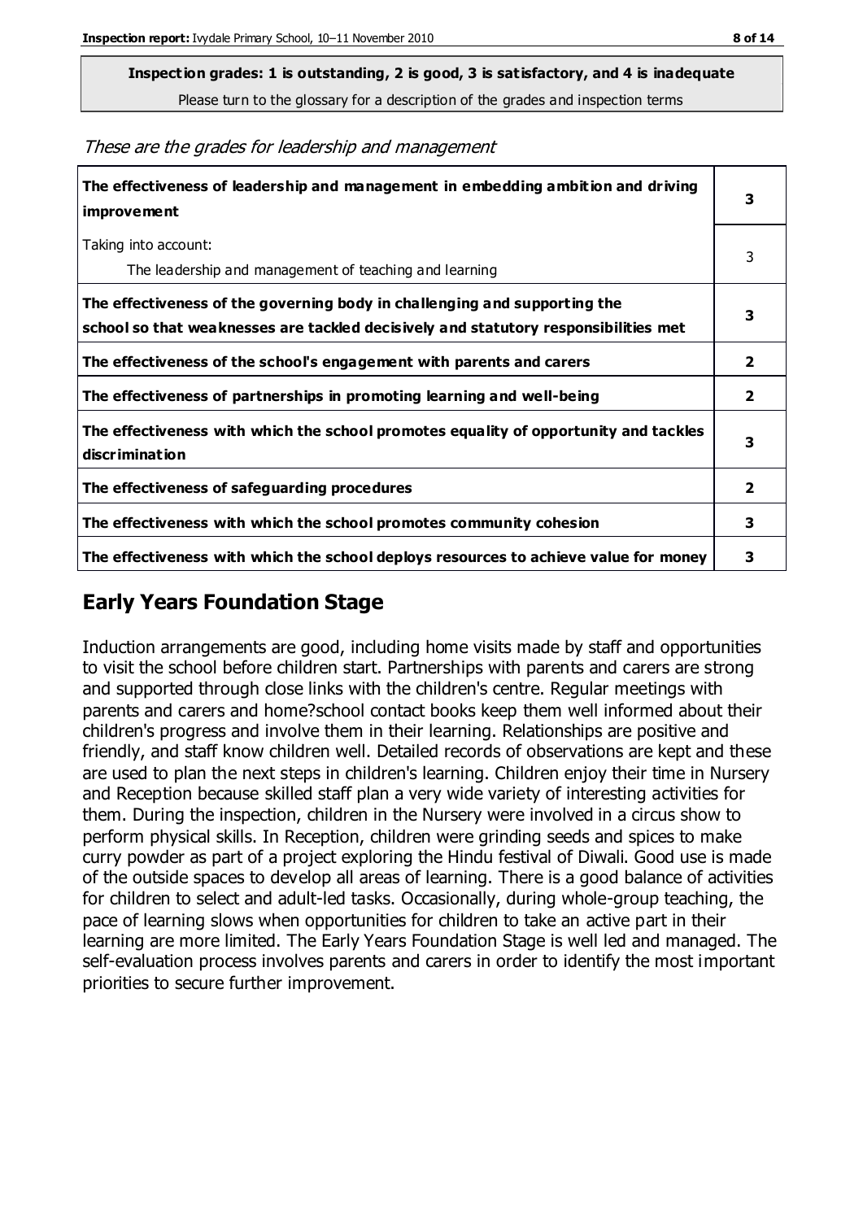**Inspection grades: 1 is outstanding, 2 is good, 3 is satisfactory, and 4 is inadequate**
Please turn to the glossary for a description of the grades and inspection terms

*These are the grades for leadership and management*

| | |
|---|---|
| **The effectiveness of leadership and management in embedding ambition and driving improvement** | **3** |
| Taking into account: The leadership and management of teaching and learning | 3 |
| **The effectiveness of the governing body in challenging and supporting the school so that weaknesses are tackled decisively and statutory responsibilities met** | **3** |
| **The effectiveness of the school's engagement with parents and carers** | **2** |
| **The effectiveness of partnerships in promoting learning and well-being** | **2** |
| **The effectiveness with which the school promotes equality of opportunity and tackles discrimination** | **3** |
| **The effectiveness of safeguarding procedures** | **2** |
| **The effectiveness with which the school promotes community cohesion** | **3** |
| **The effectiveness with which the school deploys resources to achieve value for money** | **3** |

## Early Years Foundation Stage

Induction arrangements are good, including home visits made by staff and opportunities to visit the school before children start. Partnerships with parents and carers are strong and supported through close links with the children's centre. Regular meetings with parents and carers and home?school contact books keep them well informed about their children's progress and involve them in their learning. Relationships are positive and friendly, and staff know children well. Detailed records of observations are kept and these are used to plan the next steps in children's learning. Children enjoy their time in Nursery and Reception because skilled staff plan a very wide variety of interesting activities for them. During the inspection, children in the Nursery were involved in a circus show to perform physical skills. In Reception, children were grinding seeds and spices to make curry powder as part of a project exploring the Hindu festival of Diwali. Good use is made of the outside spaces to develop all areas of learning. There is a good balance of activities for children to select and adult-led tasks. Occasionally, during whole-group teaching, the pace of learning slows when opportunities for children to take an active part in their learning are more limited. The Early Years Foundation Stage is well led and managed. The self-evaluation process involves parents and carers in order to identify the most important priorities to secure further improvement.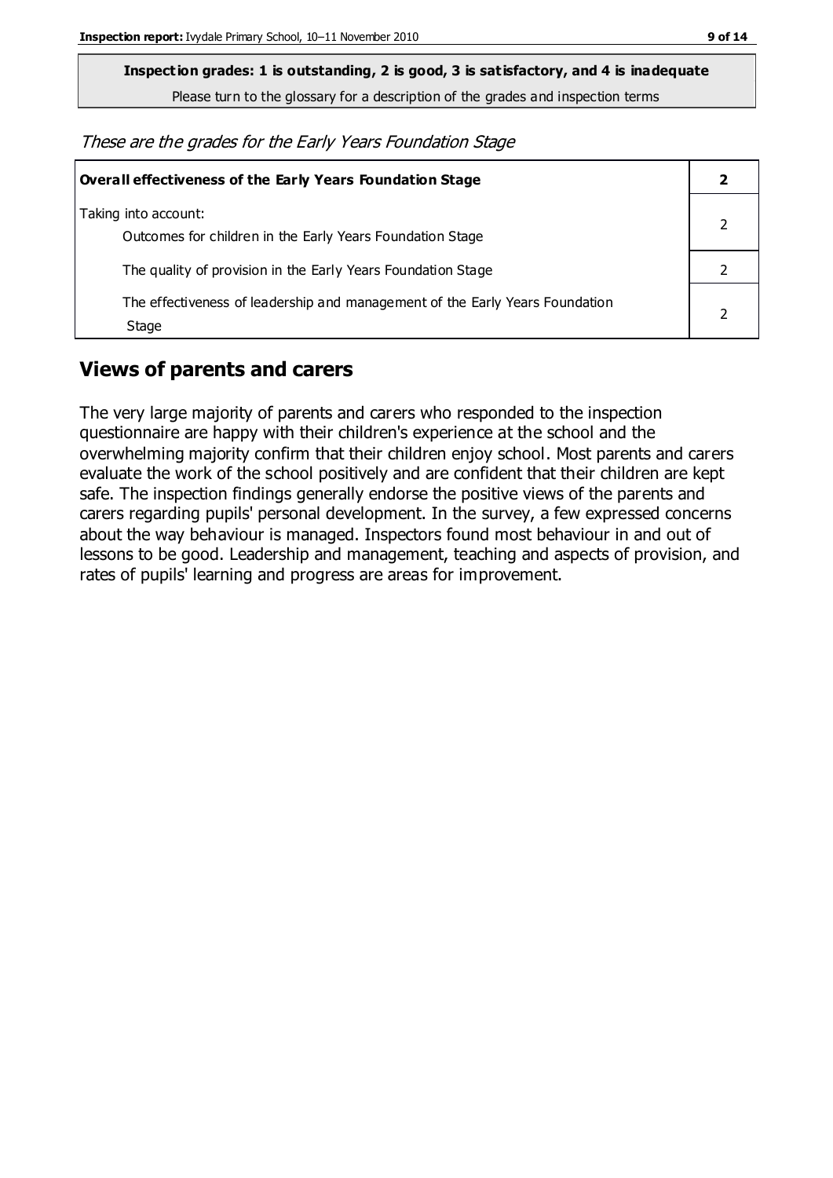**Inspection grades: 1 is outstanding, 2 is good, 3 is satisfactory, and 4 is inadequate**

Please turn to the glossary for a description of the grades and inspection terms

*These are the grades for the Early Years Foundation Stage*

| **Overall effectiveness of the Early Years Foundation Stage** | **2** |
|---|---|
| Taking into account:<br>Outcomes for children in the Early Years Foundation Stage | 2 |
| The quality of provision in the Early Years Foundation Stage | 2 |
| The effectiveness of leadership and management of the Early Years Foundation Stage | 2 |

## Views of parents and carers

The very large majority of parents and carers who responded to the inspection questionnaire are happy with their children's experience at the school and the overwhelming majority confirm that their children enjoy school. Most parents and carers evaluate the work of the school positively and are confident that their children are kept safe. The inspection findings generally endorse the positive views of the parents and carers regarding pupils' personal development. In the survey, a few expressed concerns about the way behaviour is managed. Inspectors found most behaviour in and out of lessons to be good. Leadership and management, teaching and aspects of provision, and rates of pupils' learning and progress are areas for improvement.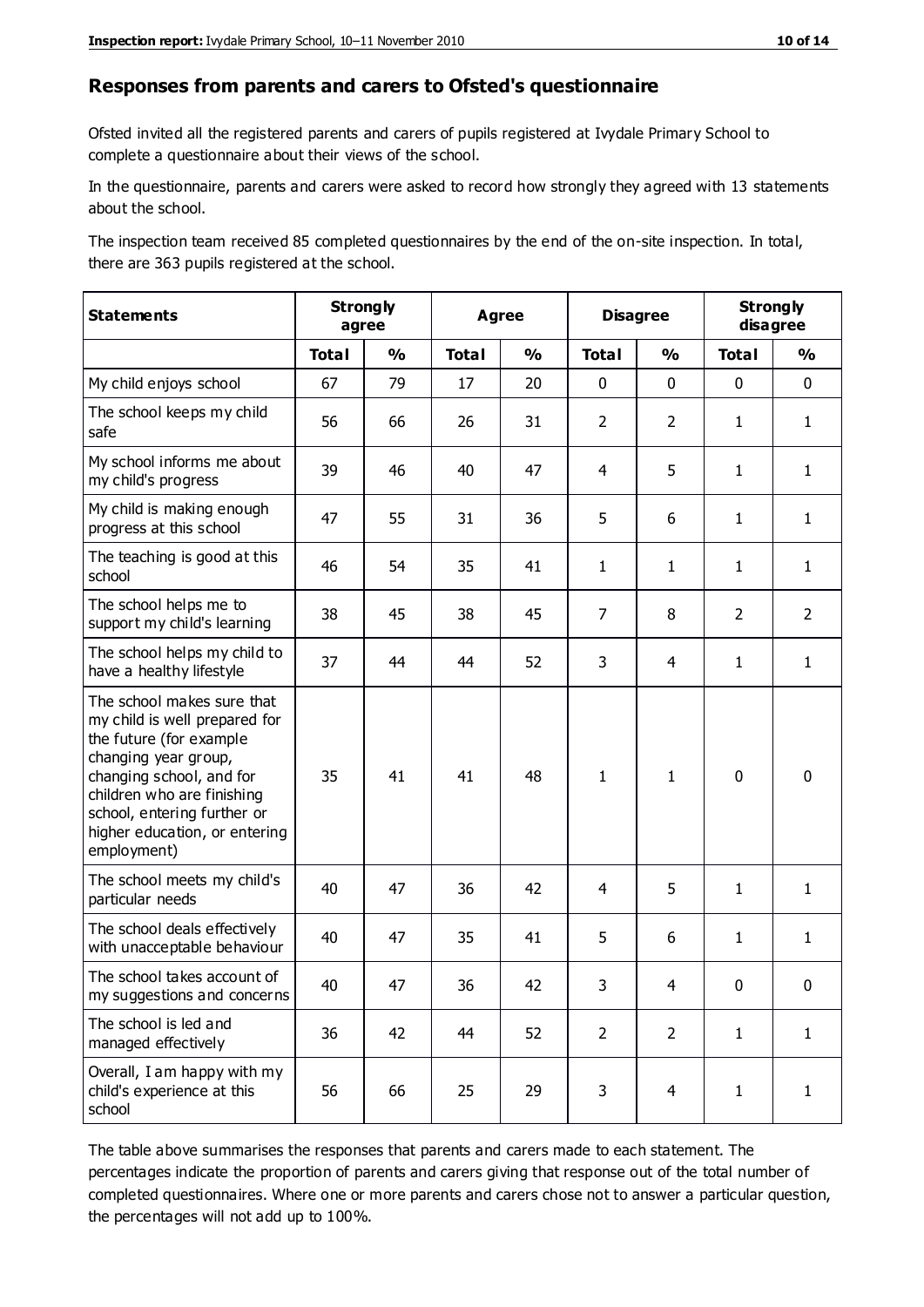## Responses from parents and carers to Ofsted's questionnaire

Ofsted invited all the registered parents and carers of pupils registered at Ivydale Primary School to complete a questionnaire about their views of the school.

In the questionnaire, parents and carers were asked to record how strongly they agreed with 13 statements about the school.

The inspection team received 85 completed questionnaires by the end of the on-site inspection. In total, there are 363 pupils registered at the school.

| Statements | Strongly agree | | Agree | | Disagree | | Strongly disagree | |
|---|---|---|---|---|---|---|---|---|
| | Total | % | Total | % | Total | % | Total | % |
| My child enjoys school | 67 | 79 | 17 | 20 | 0 | 0 | 0 | 0 |
| The school keeps my child safe | 56 | 66 | 26 | 31 | 2 | 2 | 1 | 1 |
| My school informs me about my child's progress | 39 | 46 | 40 | 47 | 4 | 5 | 1 | 1 |
| My child is making enough progress at this school | 47 | 55 | 31 | 36 | 5 | 6 | 1 | 1 |
| The teaching is good at this school | 46 | 54 | 35 | 41 | 1 | 1 | 1 | 1 |
| The school helps me to support my child's learning | 38 | 45 | 38 | 45 | 7 | 8 | 2 | 2 |
| The school helps my child to have a healthy lifestyle | 37 | 44 | 44 | 52 | 3 | 4 | 1 | 1 |
| The school makes sure that my child is well prepared for the future (for example changing year group, changing school, and for children who are finishing school, entering further or higher education, or entering employment) | 35 | 41 | 41 | 48 | 1 | 1 | 0 | 0 |
| The school meets my child's particular needs | 40 | 47 | 36 | 42 | 4 | 5 | 1 | 1 |
| The school deals effectively with unacceptable behaviour | 40 | 47 | 35 | 41 | 5 | 6 | 1 | 1 |
| The school takes account of my suggestions and concerns | 40 | 47 | 36 | 42 | 3 | 4 | 0 | 0 |
| The school is led and managed effectively | 36 | 42 | 44 | 52 | 2 | 2 | 1 | 1 |
| Overall, I am happy with my child's experience at this school | 56 | 66 | 25 | 29 | 3 | 4 | 1 | 1 |

The table above summarises the responses that parents and carers made to each statement. The percentages indicate the proportion of parents and carers giving that response out of the total number of completed questionnaires. Where one or more parents and carers chose not to answer a particular question, the percentages will not add up to 100%.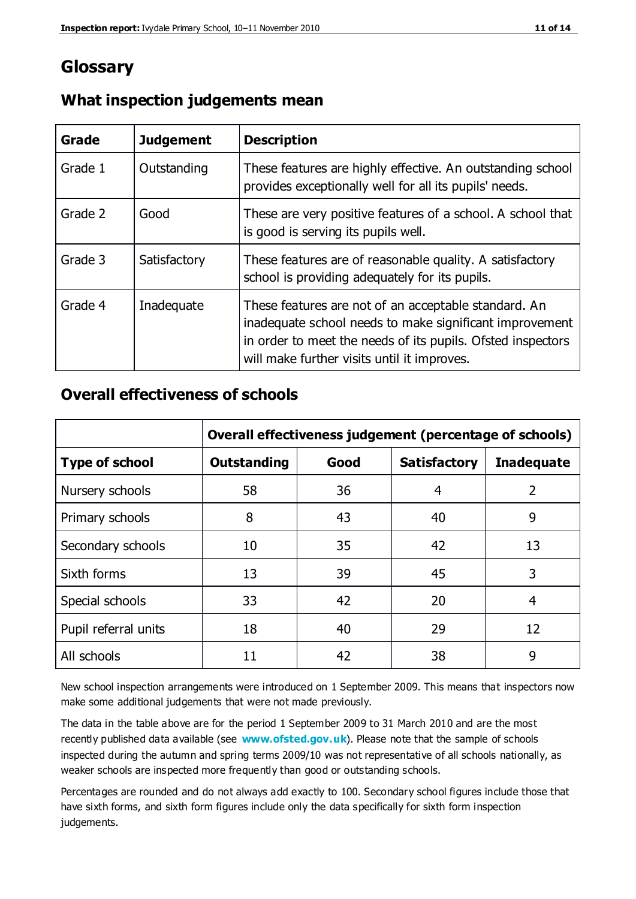# Glossary

## What inspection judgements mean

| Grade | Judgement | Description |
|---|---|---|
| Grade 1 | Outstanding | These features are highly effective. An outstanding school provides exceptionally well for all its pupils' needs. |
| Grade 2 | Good | These are very positive features of a school. A school that is good is serving its pupils well. |
| Grade 3 | Satisfactory | These features are of reasonable quality. A satisfactory school is providing adequately for its pupils. |
| Grade 4 | Inadequate | These features are not of an acceptable standard. An inadequate school needs to make significant improvement in order to meet the needs of its pupils. Ofsted inspectors will make further visits until it improves. |

## Overall effectiveness of schools

| | Overall effectiveness judgement (percentage of schools) | | | |
|---|---|---|---|---|
| **Type of school** | **Outstanding** | **Good** | **Satisfactory** | **Inadequate** |
| Nursery schools | 58 | 36 | 4 | 2 |
| Primary schools | 8 | 43 | 40 | 9 |
| Secondary schools | 10 | 35 | 42 | 13 |
| Sixth forms | 13 | 39 | 45 | 3 |
| Special schools | 33 | 42 | 20 | 4 |
| Pupil referral units | 18 | 40 | 29 | 12 |
| All schools | 11 | 42 | 38 | 9 |

New school inspection arrangements were introduced on 1 September 2009. This means that inspectors now make some additional judgements that were not made previously.

The data in the table above are for the period 1 September 2009 to 31 March 2010 and are the most recently published data available (see **www.ofsted.gov.uk**). Please note that the sample of schools inspected during the autumn and spring terms 2009/10 was not representative of all schools nationally, as weaker schools are inspected more frequently than good or outstanding schools.

Percentages are rounded and do not always add exactly to 100. Secondary school figures include those that have sixth forms, and sixth form figures include only the data specifically for sixth form inspection judgements.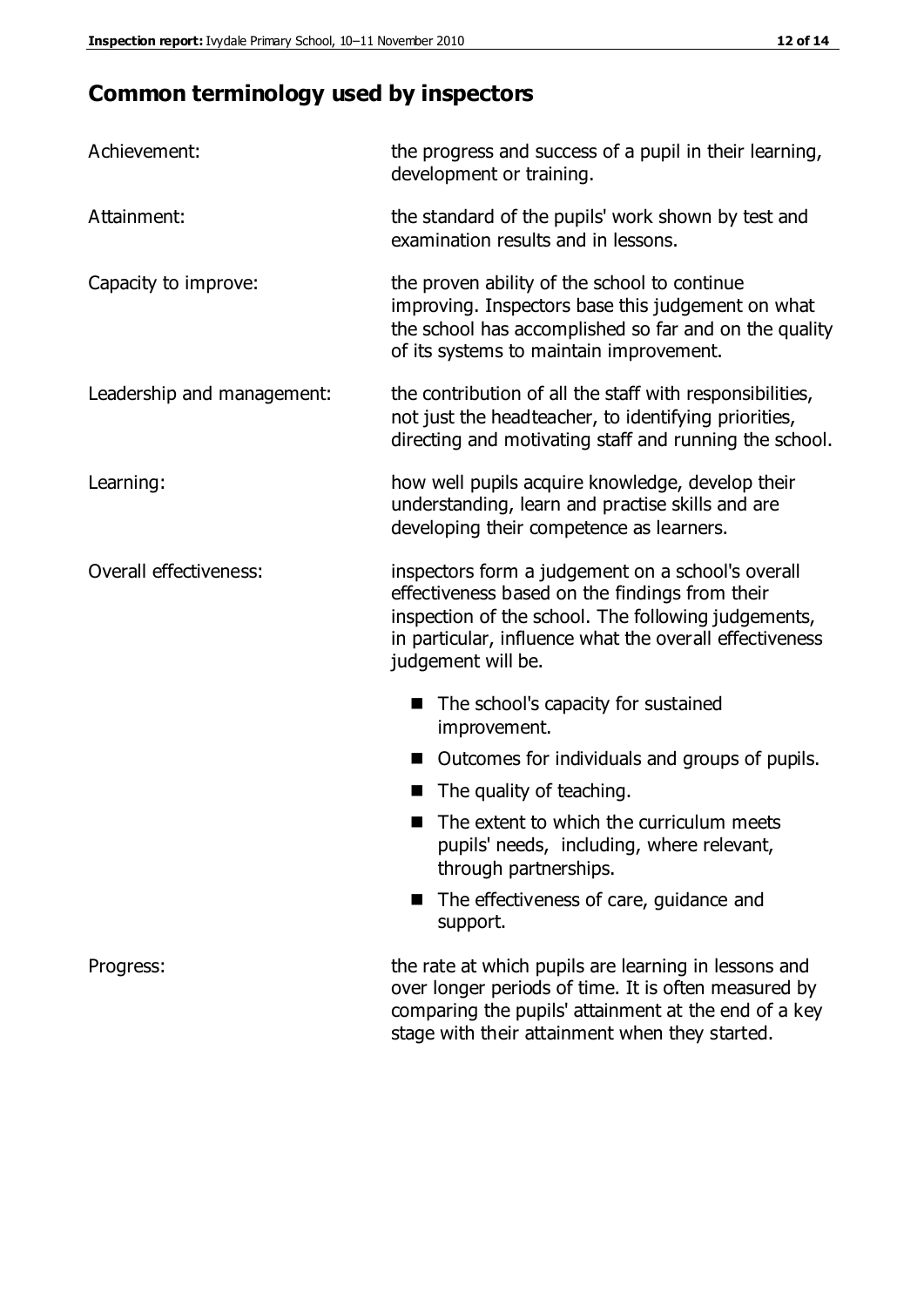## Common terminology used by inspectors

| | |
|---|---|
| Achievement: | the progress and success of a pupil in their learning, development or training. |
| Attainment: | the standard of the pupils' work shown by test and examination results and in lessons. |
| Capacity to improve: | the proven ability of the school to continue improving. Inspectors base this judgement on what the school has accomplished so far and on the quality of its systems to maintain improvement. |
| Leadership and management: | the contribution of all the staff with responsibilities, not just the headteacher, to identifying priorities, directing and motivating staff and running the school. |
| Learning: | how well pupils acquire knowledge, develop their understanding, learn and practise skills and are developing their competence as learners. |
| Overall effectiveness: | inspectors form a judgement on a school's overall effectiveness based on the findings from their inspection of the school. The following judgements, in particular, influence what the overall effectiveness judgement will be.<br>■ The school's capacity for sustained improvement.<br>■ Outcomes for individuals and groups of pupils.<br>■ The quality of teaching.<br>■ The extent to which the curriculum meets pupils' needs, including, where relevant, through partnerships.<br>■ The effectiveness of care, guidance and support. |
| Progress: | the rate at which pupils are learning in lessons and over longer periods of time. It is often measured by comparing the pupils' attainment at the end of a key stage with their attainment when they started. |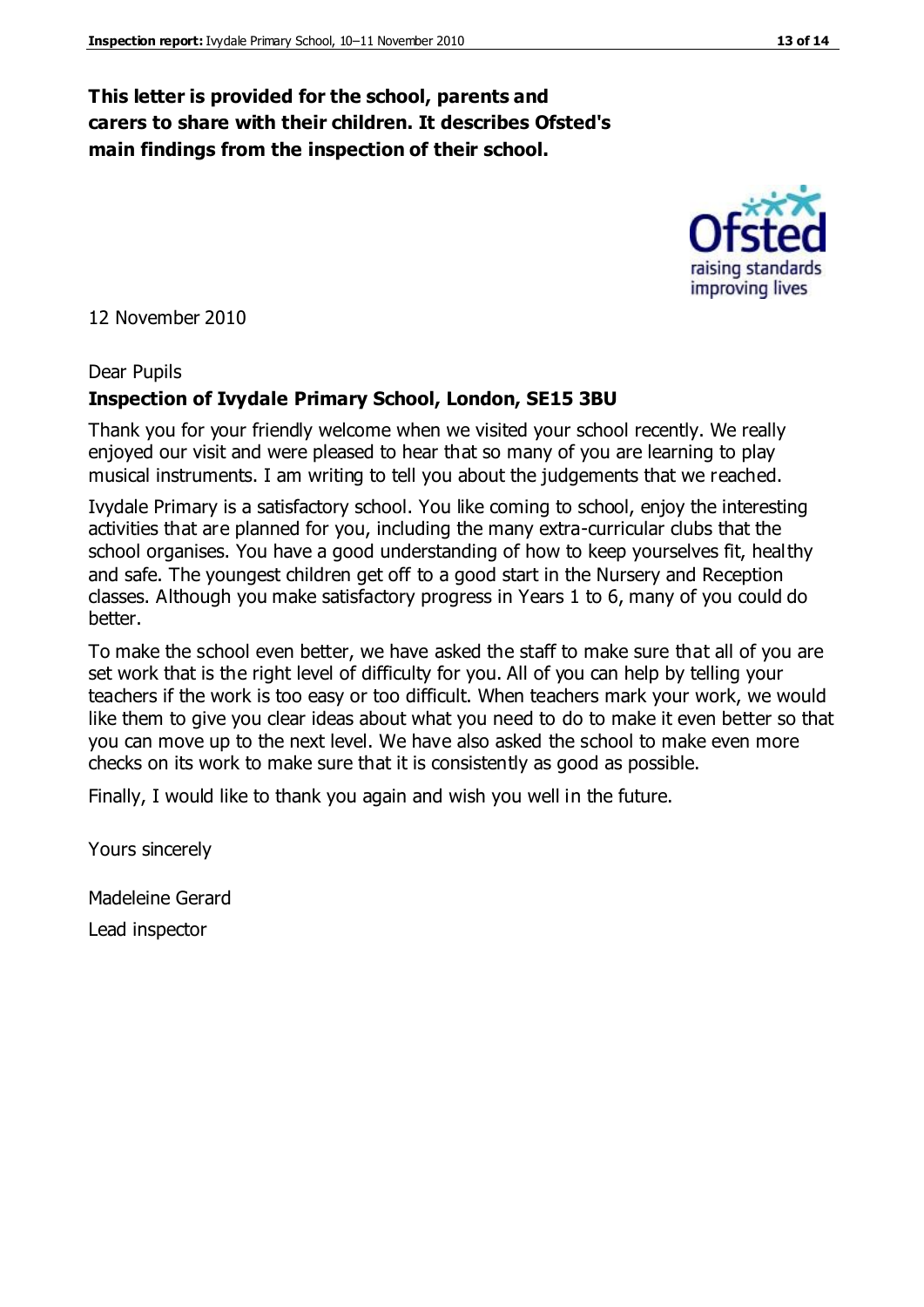**This letter is provided for the school, parents and carers to share with their children. It describes Ofsted's main findings from the inspection of their school.**

12 November 2010

Dear Pupils

**Inspection of Ivydale Primary School, London, SE15 3BU**

Thank you for your friendly welcome when we visited your school recently. We really enjoyed our visit and were pleased to hear that so many of you are learning to play musical instruments. I am writing to tell you about the judgements that we reached.

Ivydale Primary is a satisfactory school. You like coming to school, enjoy the interesting activities that are planned for you, including the many extra-curricular clubs that the school organises. You have a good understanding of how to keep yourselves fit, healthy and safe. The youngest children get off to a good start in the Nursery and Reception classes. Although you make satisfactory progress in Years 1 to 6, many of you could do better.

To make the school even better, we have asked the staff to make sure that all of you are set work that is the right level of difficulty for you. All of you can help by telling your teachers if the work is too easy or too difficult. When teachers mark your work, we would like them to give you clear ideas about what you need to do to make it even better so that you can move up to the next level. We have also asked the school to make even more checks on its work to make sure that it is consistently as good as possible.

Finally, I would like to thank you again and wish you well in the future.

Yours sincerely

Madeleine Gerard

Lead inspector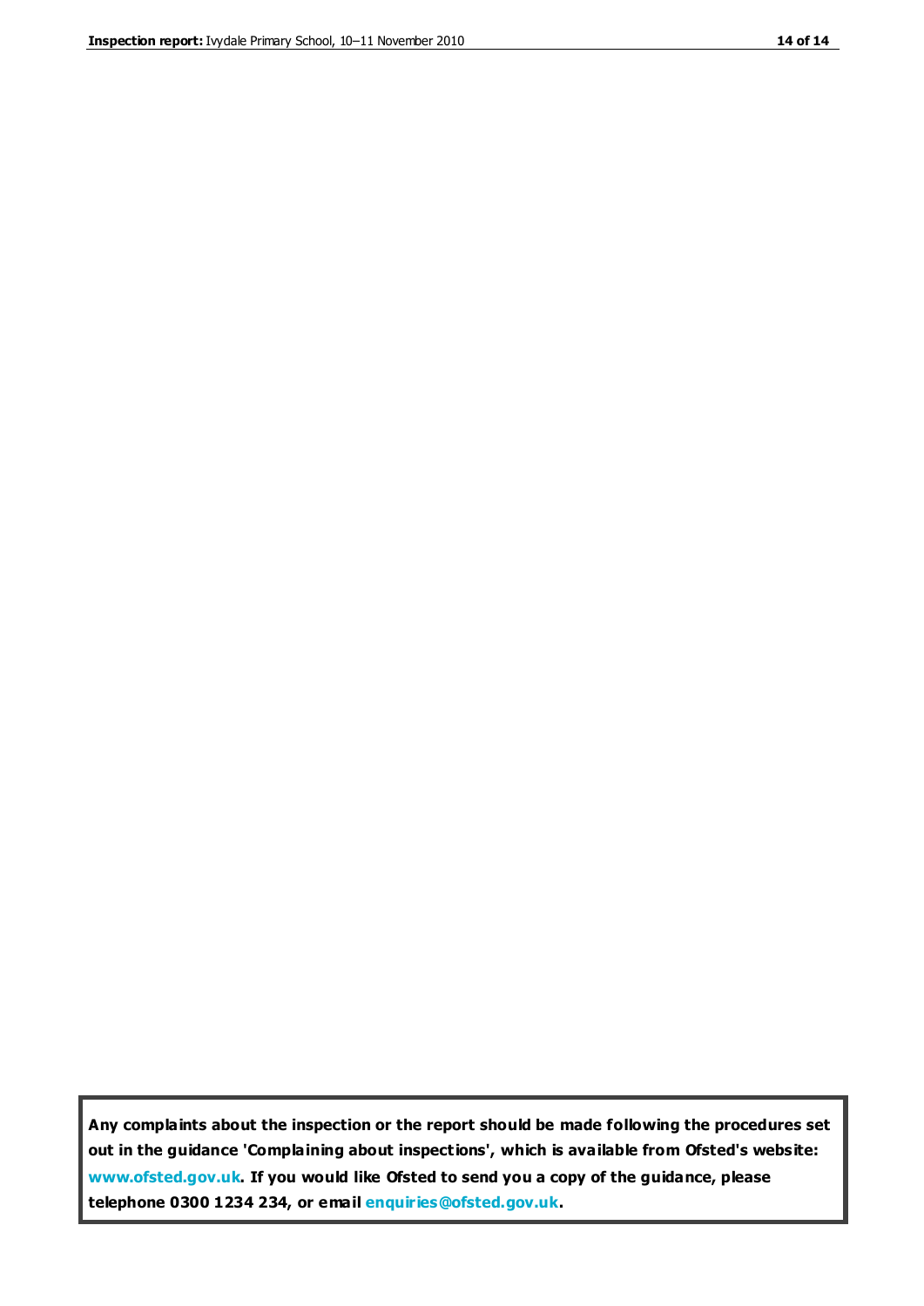**Any complaints about the inspection or the report should be made following the procedures set out in the guidance 'Complaining about inspections', which is available from Ofsted's website: www.ofsted.gov.uk. If you would like Ofsted to send you a copy of the guidance, please telephone 0300 1234 234, or email enquiries@ofsted.gov.uk.**